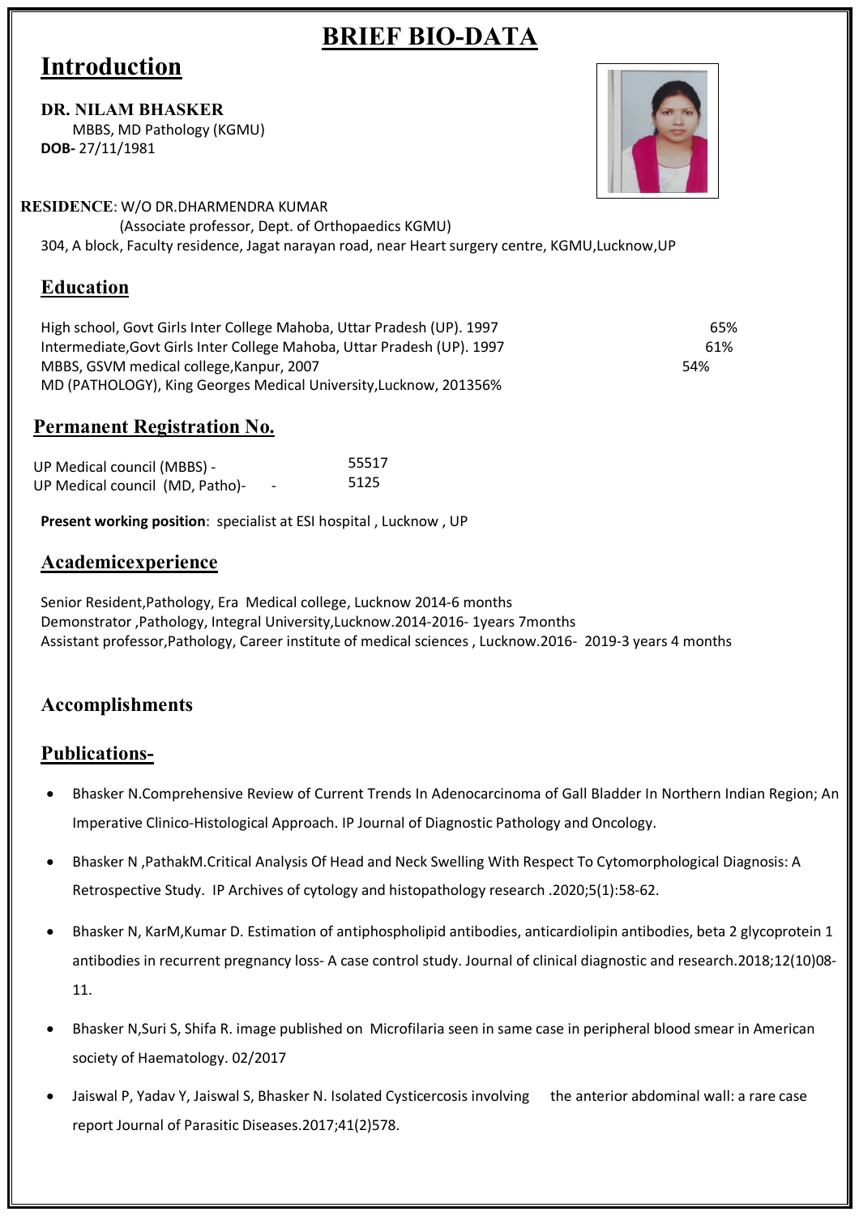# BRIEF BIO-DATA

## Introduction

**DR. NILAM BHASKER**
MBBS, MD Pathology (KGMU)
**DOB-** 27/11/1981

**RESIDENCE**: W/O DR.DHARMENDRA KUMAR
(Associate professor, Dept. of Orthopaedics KGMU)
304, A block, Faculty residence, Jagat narayan road, near Heart surgery centre, KGMU,Lucknow,UP

## Education

| | |
|---|---|
| High school, Govt Girls Inter College Mahoba, Uttar Pradesh (UP). 1997 | 65% |
| Intermediate,Govt Girls Inter College Mahoba, Uttar Pradesh (UP). 1997 | 61% |
| MBBS, GSVM medical college,Kanpur, 2007 | 54% |
| MD (PATHOLOGY), King Georges Medical University,Lucknow, 201356% | |

## Permanent Registration No.

| | |
|---|---|
| UP Medical council (MBBS) - | 55517 |
| UP Medical council (MD, Patho)- - | 5125 |

**Present working position**: specialist at ESI hospital , Lucknow , UP

## Academicexperience

Senior Resident,Pathology, Era Medical college, Lucknow 2014-6 months
Demonstrator ,Pathology, Integral University,Lucknow.2014-2016- 1years 7months
Assistant professor,Pathology, Career institute of medical sciences , Lucknow.2016- 2019-3 years 4 months

## Accomplishments

## Publications-

- Bhasker N.Comprehensive Review of Current Trends In Adenocarcinoma of Gall Bladder In Northern Indian Region; An Imperative Clinico-Histological Approach. IP Journal of Diagnostic Pathology and Oncology.
- Bhasker N ,PathakM.Critical Analysis Of Head and Neck Swelling With Respect To Cytomorphological Diagnosis: A Retrospective Study. IP Archives of cytology and histopathology research .2020;5(1):58-62.
- Bhasker N, KarM,Kumar D. Estimation of antiphospholipid antibodies, anticardiolipin antibodies, beta 2 glycoprotein 1 antibodies in recurrent pregnancy loss- A case control study. Journal of clinical diagnostic and research.2018;12(10)08-11.
- Bhasker N,Suri S, Shifa R. image published on Microfilaria seen in same case in peripheral blood smear in American society of Haematology. 02/2017
- Jaiswal P, Yadav Y, Jaiswal S, Bhasker N. Isolated Cysticercosis involving the anterior abdominal wall: a rare case report Journal of Parasitic Diseases.2017;41(2)578.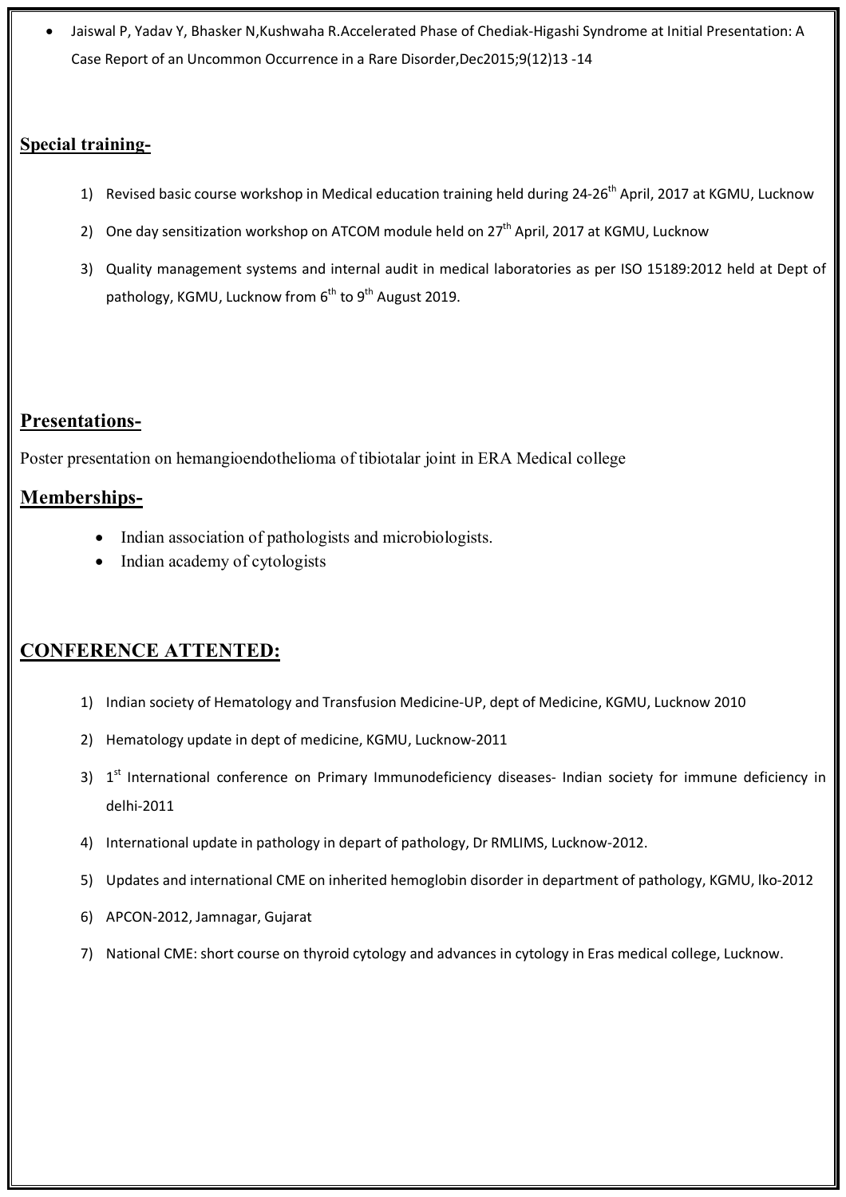- Jaiswal P, Yadav Y, Bhasker N,Kushwaha R.Accelerated Phase of Chediak-Higashi Syndrome at Initial Presentation: A Case Report of an Uncommon Occurrence in a Rare Disorder,Dec2015;9(12)13 -14

## Special training-

1) Revised basic course workshop in Medical education training held during 24-26th April, 2017 at KGMU, Lucknow
2) One day sensitization workshop on ATCOM module held on 27th April, 2017 at KGMU, Lucknow
3) Quality management systems and internal audit in medical laboratories as per ISO 15189:2012 held at Dept of pathology, KGMU, Lucknow from 6th to 9th August 2019.

## Presentations-

Poster presentation on hemangioendothelioma of tibiotalar joint in ERA Medical college

## Memberships-

- Indian association of pathologists and microbiologists.
- Indian academy of cytologists

## CONFERENCE ATTENTED:

1) Indian society of Hematology and Transfusion Medicine-UP, dept of Medicine, KGMU, Lucknow 2010
2) Hematology update in dept of medicine, KGMU, Lucknow-2011
3) 1st International conference on Primary Immunodeficiency diseases- Indian society for immune deficiency in delhi-2011
4) International update in pathology in depart of pathology, Dr RMLIMS, Lucknow-2012.
5) Updates and international CME on inherited hemoglobin disorder in department of pathology, KGMU, lko-2012
6) APCON-2012, Jamnagar, Gujarat
7) National CME: short course on thyroid cytology and advances in cytology in Eras medical college, Lucknow.